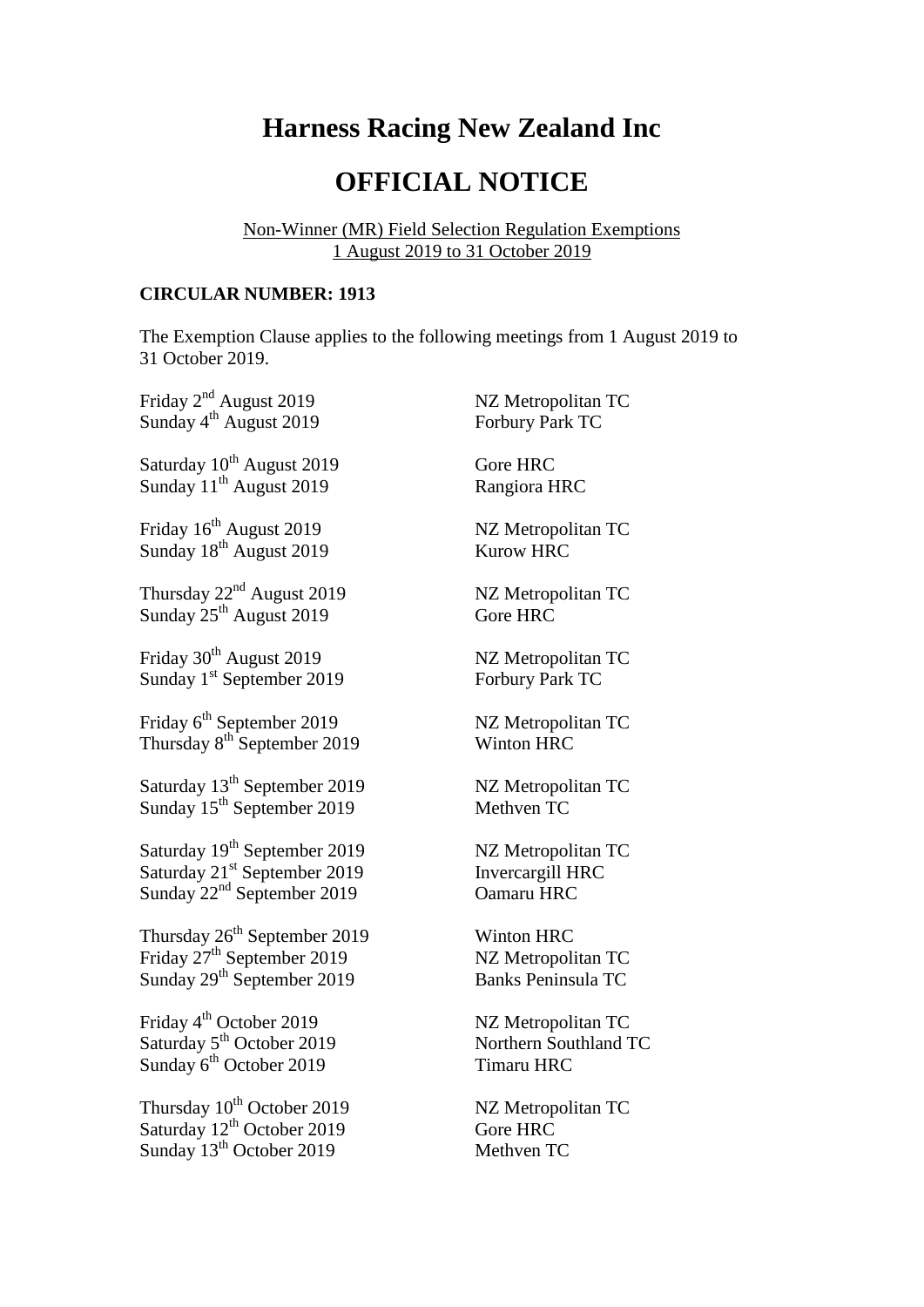# Harness Racing New Zealand Inc

# OFFICIAL NOTICE

Non-Winner (MR) Field Selection Regulation Exemptions
1 August 2019 to 31 October 2019

**CIRCULAR NUMBER: 1913**

The Exemption Clause applies to the following meetings from 1 August 2019 to 31 October 2019.

| | |
|---|---|
| Friday 2nd August 2019 | NZ Metropolitan TC |
| Sunday 4th August 2019 | Forbury Park TC |
| | |
| Saturday 10th August 2019 | Gore HRC |
| Sunday 11th August 2019 | Rangiora HRC |
| | |
| Friday 16th August 2019 | NZ Metropolitan TC |
| Sunday 18th August 2019 | Kurow HRC |
| | |
| Thursday 22nd August 2019 | NZ Metropolitan TC |
| Sunday 25th August 2019 | Gore HRC |
| | |
| Friday 30th August 2019 | NZ Metropolitan TC |
| Sunday 1st September 2019 | Forbury Park TC |
| | |
| Friday 6th September 2019 | NZ Metropolitan TC |
| Thursday 8th September 2019 | Winton HRC |
| | |
| Saturday 13th September 2019 | NZ Metropolitan TC |
| Sunday 15th September 2019 | Methven TC |
| | |
| Saturday 19th September 2019 | NZ Metropolitan TC |
| Saturday 21st September 2019 | Invercargill HRC |
| Sunday 22nd September 2019 | Oamaru HRC |
| | |
| Thursday 26th September 2019 | Winton HRC |
| Friday 27th September 2019 | NZ Metropolitan TC |
| Sunday 29th September 2019 | Banks Peninsula TC |
| | |
| Friday 4th October 2019 | NZ Metropolitan TC |
| Saturday 5th October 2019 | Northern Southland TC |
| Sunday 6th October 2019 | Timaru HRC |
| | |
| Thursday 10th October 2019 | NZ Metropolitan TC |
| Saturday 12th October 2019 | Gore HRC |
| Sunday 13th October 2019 | Methven TC |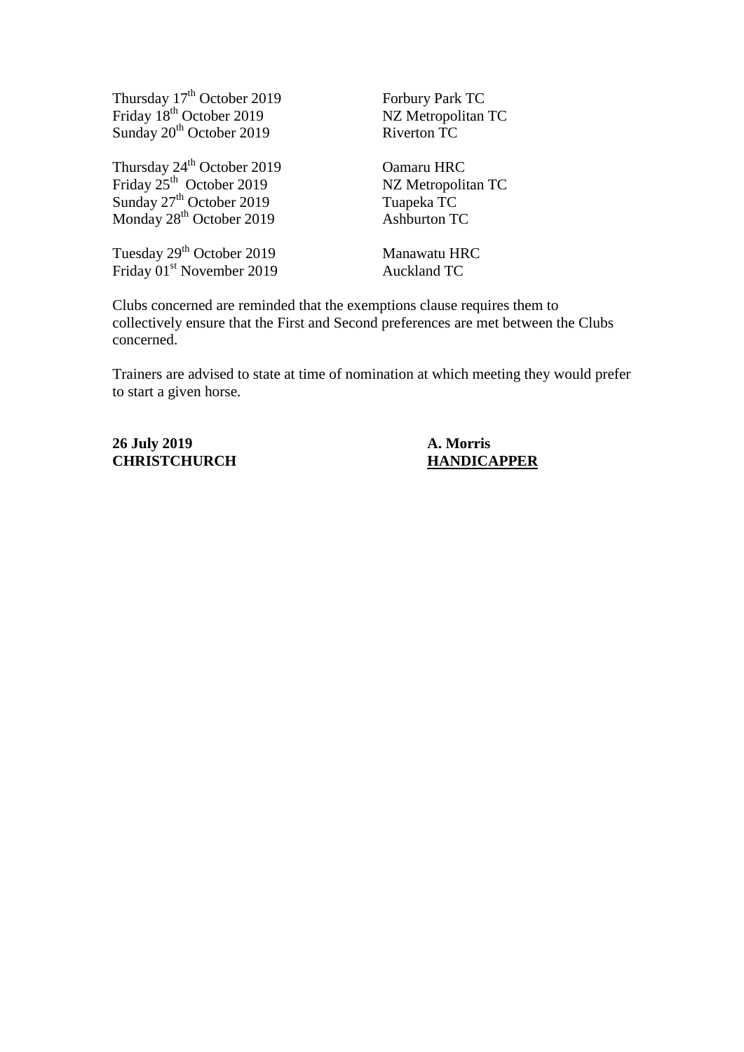| | |
|---|---|
| Thursday 17th October 2019 | Forbury Park TC |
| Friday 18th October 2019 | NZ Metropolitan TC |
| Sunday 20th October 2019 | Riverton TC |
| | |
| Thursday 24th October 2019 | Oamaru HRC |
| Friday 25th October 2019 | NZ Metropolitan TC |
| Sunday 27th October 2019 | Tuapeka TC |
| Monday 28th October 2019 | Ashburton TC |
| | |
| Tuesday 29th October 2019 | Manawatu HRC |
| Friday 01st November 2019 | Auckland TC |

Clubs concerned are reminded that the exemptions clause requires them to collectively ensure that the First and Second preferences are met between the Clubs concerned.

Trainers are advised to state at time of nomination at which meeting they would prefer to start a given horse.

**26 July 2019**
**CHRISTCHURCH**

**A. Morris**
**HANDICAPPER**